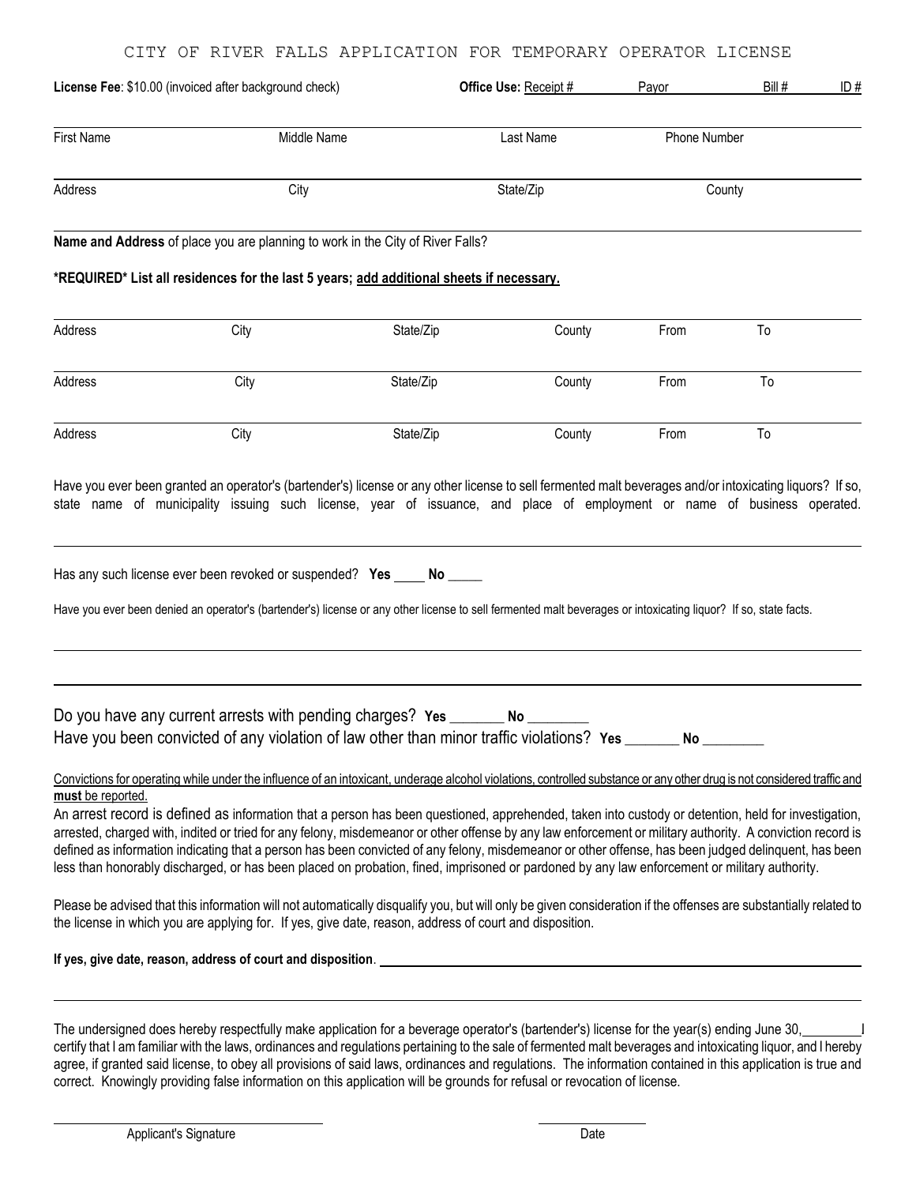# CITY OF RIVER FALLS APPLICATION FOR TEMPORARY OPERATOR LICENSE

**License Fee**: $10.00 (invoiced after background check) **Office Use:** Receipt # ________ Payor ________ Bill # ________ ID # ________

| First Name | Middle Name | Last Name | Phone Number |
|---|---|---|---|
| | | | |

| Address | City | State/Zip | County |
|---|---|---|---|
| | | | |

**Name and Address** of place you are planning to work in the City of River Falls?

**\*REQUIRED\* List all residences for the last 5 years; add additional sheets if necessary.**

| Address | City | State/Zip | County | From | To |
|---|---|---|---|---|---|
| | | | | | |
| | | | | | |
| | | | | | |

Have you ever been granted an operator's (bartender's) license or any other license to sell fermented malt beverages and/or intoxicating liquors? If so, state name of municipality issuing such license, year of issuance, and place of employment or name of business operated.

Has any such license ever been revoked or suspended? **Yes** ____ **No** ____

Have you ever been denied an operator's (bartender's) license or any other license to sell fermented malt beverages or intoxicating liquor? If so, state facts.

Do you have any current arrests with pending charges? **Yes** ________ **No** ________

Have you been convicted of any violation of law other than minor traffic violations? **Yes** ________ **No** ________

Convictions for operating while under the influence of an intoxicant, underage alcohol violations, controlled substance or any other drug is not considered traffic and **must** be reported.

An arrest record is defined as information that a person has been questioned, apprehended, taken into custody or detention, held for investigation, arrested, charged with, indited or tried for any felony, misdemeanor or other offense by any law enforcement or military authority. A conviction record is defined as information indicating that a person has been convicted of any felony, misdemeanor or other offense, has been judged delinquent, has been less than honorably discharged, or has been placed on probation, fined, imprisoned or pardoned by any law enforcement or military authority.

Please be advised that this information will not automatically disqualify you, but will only be given consideration if the offenses are substantially related to the license in which you are applying for. If yes, give date, reason, address of court and disposition.

**If yes, give date, reason, address of court and disposition**. ________________________________________

The undersigned does hereby respectfully make application for a beverage operator's (bartender's) license for the year(s) ending June 30, ________ I certify that I am familiar with the laws, ordinances and regulations pertaining to the sale of fermented malt beverages and intoxicating liquor, and I hereby agree, if granted said license, to obey all provisions of said laws, ordinances and regulations. The information contained in this application is true and correct. Knowingly providing false information on this application will be grounds for refusal or revocation of license.

________________________________ Applicant's Signature

________________ Date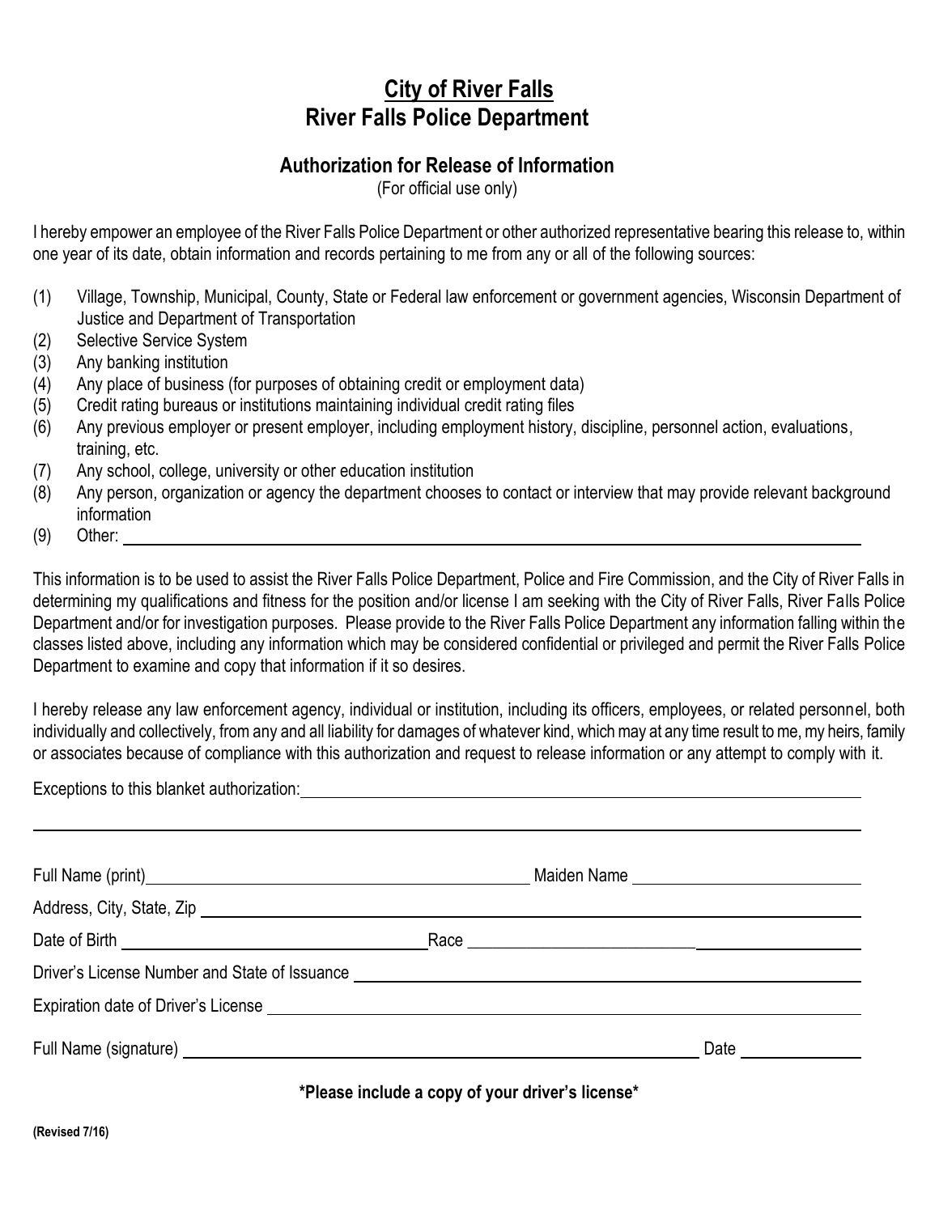# City of River Falls
# River Falls Police Department

## Authorization for Release of Information

(For official use only)

I hereby empower an employee of the River Falls Police Department or other authorized representative bearing this release to, within one year of its date, obtain information and records pertaining to me from any or all of the following sources:

(1) Village, Township, Municipal, County, State or Federal law enforcement or government agencies, Wisconsin Department of Justice and Department of Transportation
(2) Selective Service System
(3) Any banking institution
(4) Any place of business (for purposes of obtaining credit or employment data)
(5) Credit rating bureaus or institutions maintaining individual credit rating files
(6) Any previous employer or present employer, including employment history, discipline, personnel action, evaluations, training, etc.
(7) Any school, college, university or other education institution
(8) Any person, organization or agency the department chooses to contact or interview that may provide relevant background information
(9) Other: ______________________________

This information is to be used to assist the River Falls Police Department, Police and Fire Commission, and the City of River Falls in determining my qualifications and fitness for the position and/or license I am seeking with the City of River Falls, River Falls Police Department and/or for investigation purposes. Please provide to the River Falls Police Department any information falling within the classes listed above, including any information which may be considered confidential or privileged and permit the River Falls Police Department to examine and copy that information if it so desires.

I hereby release any law enforcement agency, individual or institution, including its officers, employees, or related personnel, both individually and collectively, from any and all liability for damages of whatever kind, which may at any time result to me, my heirs, family or associates because of compliance with this authorization and request to release information or any attempt to comply with it.

Exceptions to this blanket authorization: ______________________________

______________________________

Full Name (print) ______________________ Maiden Name ______________________

Address, City, State, Zip ______________________________

Date of Birth ______________________ Race ______________________

Driver's License Number and State of Issuance ______________________________

Expiration date of Driver's License ______________________________

Full Name (signature) ______________________________ Date ____________

**\*Please include a copy of your driver's license\***

**(Revised 7/16)**